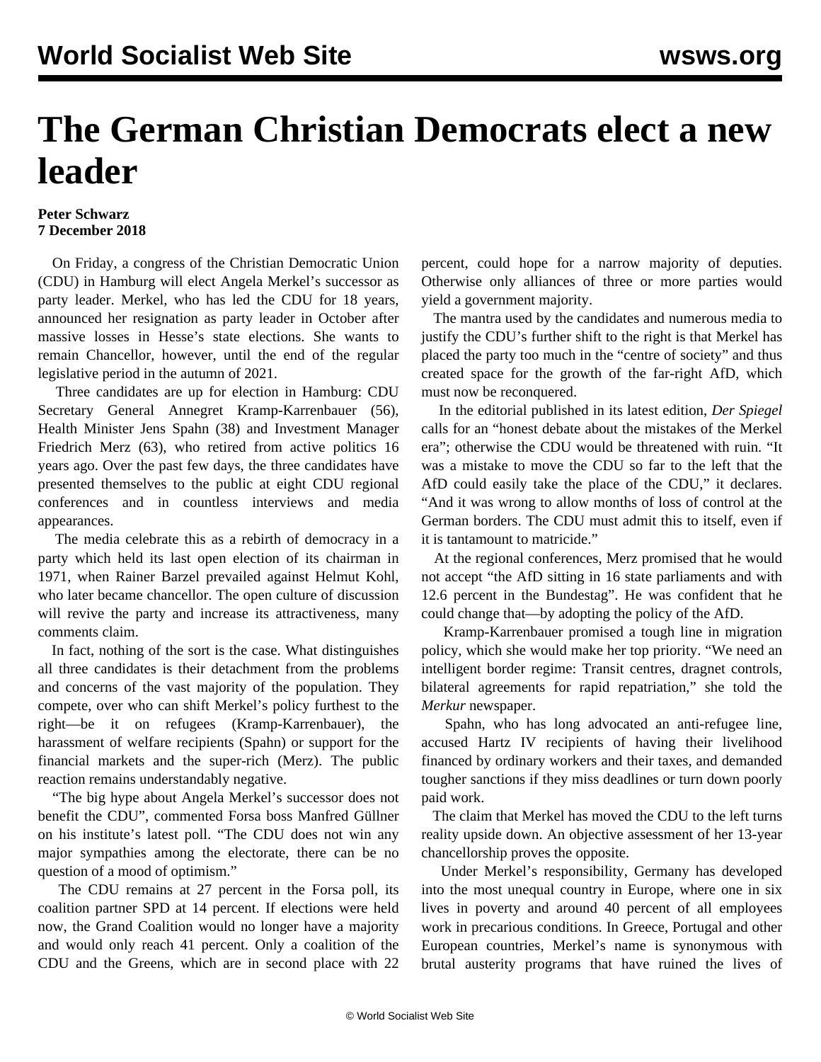# The German Christian Democrats elect a new leader

**Peter Schwarz**
**7 December 2018**

On Friday, a congress of the Christian Democratic Union (CDU) in Hamburg will elect Angela Merkel's successor as party leader. Merkel, who has led the CDU for 18 years, announced her resignation as party leader in October after massive losses in Hesse's state elections. She wants to remain Chancellor, however, until the end of the regular legislative period in the autumn of 2021.

Three candidates are up for election in Hamburg: CDU Secretary General Annegret Kramp-Karrenbauer (56), Health Minister Jens Spahn (38) and Investment Manager Friedrich Merz (63), who retired from active politics 16 years ago. Over the past few days, the three candidates have presented themselves to the public at eight CDU regional conferences and in countless interviews and media appearances.

The media celebrate this as a rebirth of democracy in a party which held its last open election of its chairman in 1971, when Rainer Barzel prevailed against Helmut Kohl, who later became chancellor. The open culture of discussion will revive the party and increase its attractiveness, many comments claim.

In fact, nothing of the sort is the case. What distinguishes all three candidates is their detachment from the problems and concerns of the vast majority of the population. They compete, over who can shift Merkel's policy furthest to the right—be it on refugees (Kramp-Karrenbauer), the harassment of welfare recipients (Spahn) or support for the financial markets and the super-rich (Merz). The public reaction remains understandably negative.

"The big hype about Angela Merkel's successor does not benefit the CDU", commented Forsa boss Manfred Güllner on his institute's latest poll. "The CDU does not win any major sympathies among the electorate, there can be no question of a mood of optimism."

The CDU remains at 27 percent in the Forsa poll, its coalition partner SPD at 14 percent. If elections were held now, the Grand Coalition would no longer have a majority and would only reach 41 percent. Only a coalition of the CDU and the Greens, which are in second place with 22 percent, could hope for a narrow majority of deputies. Otherwise only alliances of three or more parties would yield a government majority.

The mantra used by the candidates and numerous media to justify the CDU's further shift to the right is that Merkel has placed the party too much in the "centre of society" and thus created space for the growth of the far-right AfD, which must now be reconquered.

In the editorial published in its latest edition, *Der Spiegel* calls for an "honest debate about the mistakes of the Merkel era"; otherwise the CDU would be threatened with ruin. "It was a mistake to move the CDU so far to the left that the AfD could easily take the place of the CDU," it declares. "And it was wrong to allow months of loss of control at the German borders. The CDU must admit this to itself, even if it is tantamount to matricide."

At the regional conferences, Merz promised that he would not accept "the AfD sitting in 16 state parliaments and with 12.6 percent in the Bundestag". He was confident that he could change that—by adopting the policy of the AfD.

Kramp-Karrenbauer promised a tough line in migration policy, which she would make her top priority. "We need an intelligent border regime: Transit centres, dragnet controls, bilateral agreements for rapid repatriation," she told the *Merkur* newspaper.

Spahn, who has long advocated an anti-refugee line, accused Hartz IV recipients of having their livelihood financed by ordinary workers and their taxes, and demanded tougher sanctions if they miss deadlines or turn down poorly paid work.

The claim that Merkel has moved the CDU to the left turns reality upside down. An objective assessment of her 13-year chancellorship proves the opposite.

Under Merkel's responsibility, Germany has developed into the most unequal country in Europe, where one in six lives in poverty and around 40 percent of all employees work in precarious conditions. In Greece, Portugal and other European countries, Merkel's name is synonymous with brutal austerity programs that have ruined the lives of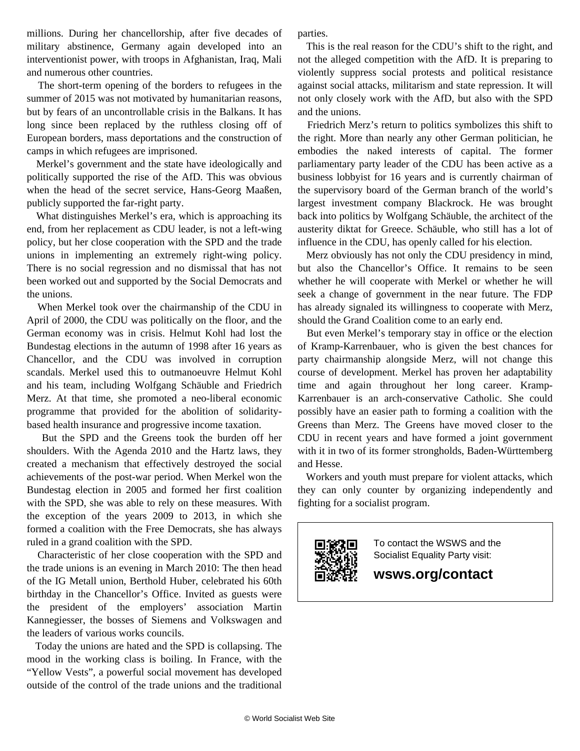millions. During her chancellorship, after five decades of military abstinence, Germany again developed into an interventionist power, with troops in Afghanistan, Iraq, Mali and numerous other countries.

The short-term opening of the borders to refugees in the summer of 2015 was not motivated by humanitarian reasons, but by fears of an uncontrollable crisis in the Balkans. It has long since been replaced by the ruthless closing off of European borders, mass deportations and the construction of camps in which refugees are imprisoned.

Merkel's government and the state have ideologically and politically supported the rise of the AfD. This was obvious when the head of the secret service, Hans-Georg Maaßen, publicly supported the far-right party.

What distinguishes Merkel's era, which is approaching its end, from her replacement as CDU leader, is not a left-wing policy, but her close cooperation with the SPD and the trade unions in implementing an extremely right-wing policy. There is no social regression and no dismissal that has not been worked out and supported by the Social Democrats and the unions.

When Merkel took over the chairmanship of the CDU in April of 2000, the CDU was politically on the floor, and the German economy was in crisis. Helmut Kohl had lost the Bundestag elections in the autumn of 1998 after 16 years as Chancellor, and the CDU was involved in corruption scandals. Merkel used this to outmanoeuvre Helmut Kohl and his team, including Wolfgang Schäuble and Friedrich Merz. At that time, she promoted a neo-liberal economic programme that provided for the abolition of solidarity-based health insurance and progressive income taxation.

But the SPD and the Greens took the burden off her shoulders. With the Agenda 2010 and the Hartz laws, they created a mechanism that effectively destroyed the social achievements of the post-war period. When Merkel won the Bundestag election in 2005 and formed her first coalition with the SPD, she was able to rely on these measures. With the exception of the years 2009 to 2013, in which she formed a coalition with the Free Democrats, she has always ruled in a grand coalition with the SPD.

Characteristic of her close cooperation with the SPD and the trade unions is an evening in March 2010: The then head of the IG Metall union, Berthold Huber, celebrated his 60th birthday in the Chancellor's Office. Invited as guests were the president of the employers' association Martin Kannegiesser, the bosses of Siemens and Volkswagen and the leaders of various works councils.

Today the unions are hated and the SPD is collapsing. The mood in the working class is boiling. In France, with the "Yellow Vests", a powerful social movement has developed outside of the control of the trade unions and the traditional parties.

This is the real reason for the CDU's shift to the right, and not the alleged competition with the AfD. It is preparing to violently suppress social protests and political resistance against social attacks, militarism and state repression. It will not only closely work with the AfD, but also with the SPD and the unions.

Friedrich Merz's return to politics symbolizes this shift to the right. More than nearly any other German politician, he embodies the naked interests of capital. The former parliamentary party leader of the CDU has been active as a business lobbyist for 16 years and is currently chairman of the supervisory board of the German branch of the world's largest investment company Blackrock. He was brought back into politics by Wolfgang Schäuble, the architect of the austerity diktat for Greece. Schäuble, who still has a lot of influence in the CDU, has openly called for his election.

Merz obviously has not only the CDU presidency in mind, but also the Chancellor's Office. It remains to be seen whether he will cooperate with Merkel or whether he will seek a change of government in the near future. The FDP has already signaled its willingness to cooperate with Merz, should the Grand Coalition come to an early end.

But even Merkel's temporary stay in office or the election of Kramp-Karrenbauer, who is given the best chances for party chairmanship alongside Merz, will not change this course of development. Merkel has proven her adaptability time and again throughout her long career. Kramp-Karrenbauer is an arch-conservative Catholic. She could possibly have an easier path to forming a coalition with the Greens than Merz. The Greens have moved closer to the CDU in recent years and have formed a joint government with it in two of its former strongholds, Baden-Württemberg and Hesse.

Workers and youth must prepare for violent attacks, which they can only counter by organizing independently and fighting for a socialist program.

To contact the WSWS and the Socialist Equality Party visit:

**wsws.org/contact**